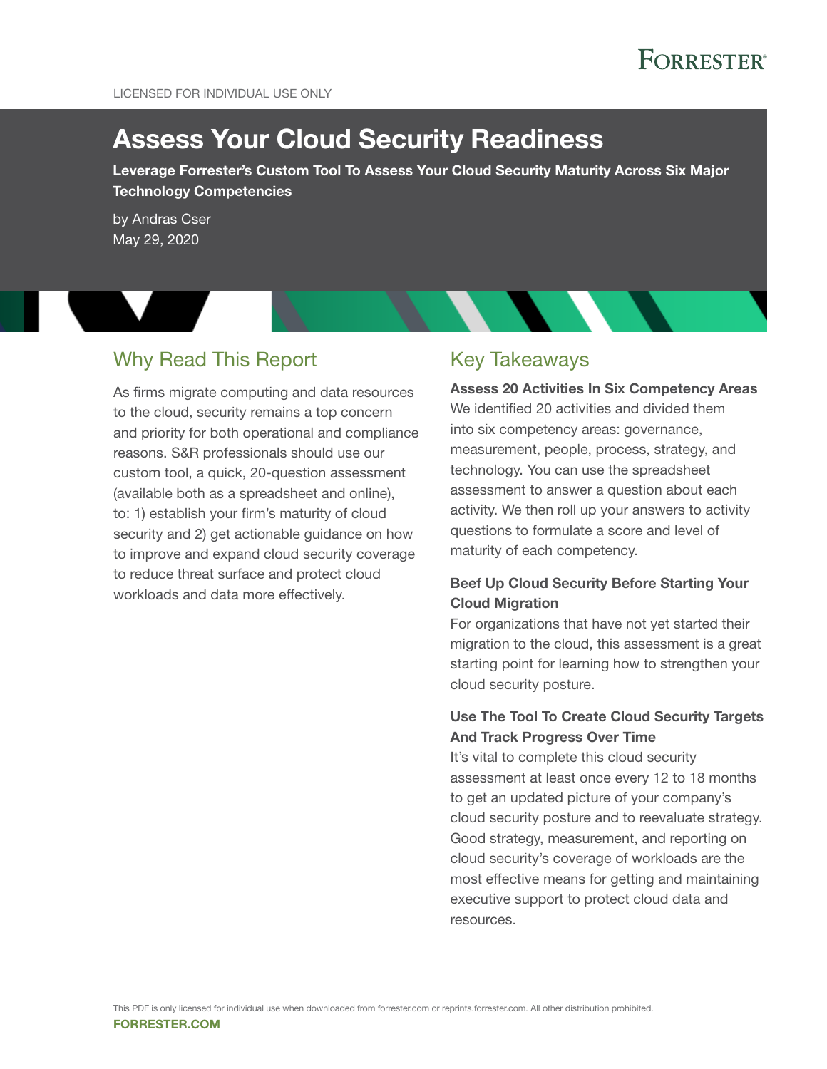FORRESTER®

LICENSED FOR INDIVIDUAL USE ONLY

# Assess Your Cloud Security Readiness

**Leverage Forrester's Custom Tool To Assess Your Cloud Security Maturity Across Six Major Technology Competencies**

by Andras Cser
May 29, 2020

## Why Read This Report

As firms migrate computing and data resources to the cloud, security remains a top concern and priority for both operational and compliance reasons. S&R professionals should use our custom tool, a quick, 20-question assessment (available both as a spreadsheet and online), to: 1) establish your firm's maturity of cloud security and 2) get actionable guidance on how to improve and expand cloud security coverage to reduce threat surface and protect cloud workloads and data more effectively.

## Key Takeaways

**Assess 20 Activities In Six Competency Areas**
We identified 20 activities and divided them into six competency areas: governance, measurement, people, process, strategy, and technology. You can use the spreadsheet assessment to answer a question about each activity. We then roll up your answers to activity questions to formulate a score and level of maturity of each competency.

**Beef Up Cloud Security Before Starting Your Cloud Migration**
For organizations that have not yet started their migration to the cloud, this assessment is a great starting point for learning how to strengthen your cloud security posture.

**Use The Tool To Create Cloud Security Targets And Track Progress Over Time**
It's vital to complete this cloud security assessment at least once every 12 to 18 months to get an updated picture of your company's cloud security posture and to reevaluate strategy. Good strategy, measurement, and reporting on cloud security's coverage of workloads are the most effective means for getting and maintaining executive support to protect cloud data and resources.

This PDF is only licensed for individual use when downloaded from forrester.com or reprints.forrester.com. All other distribution prohibited.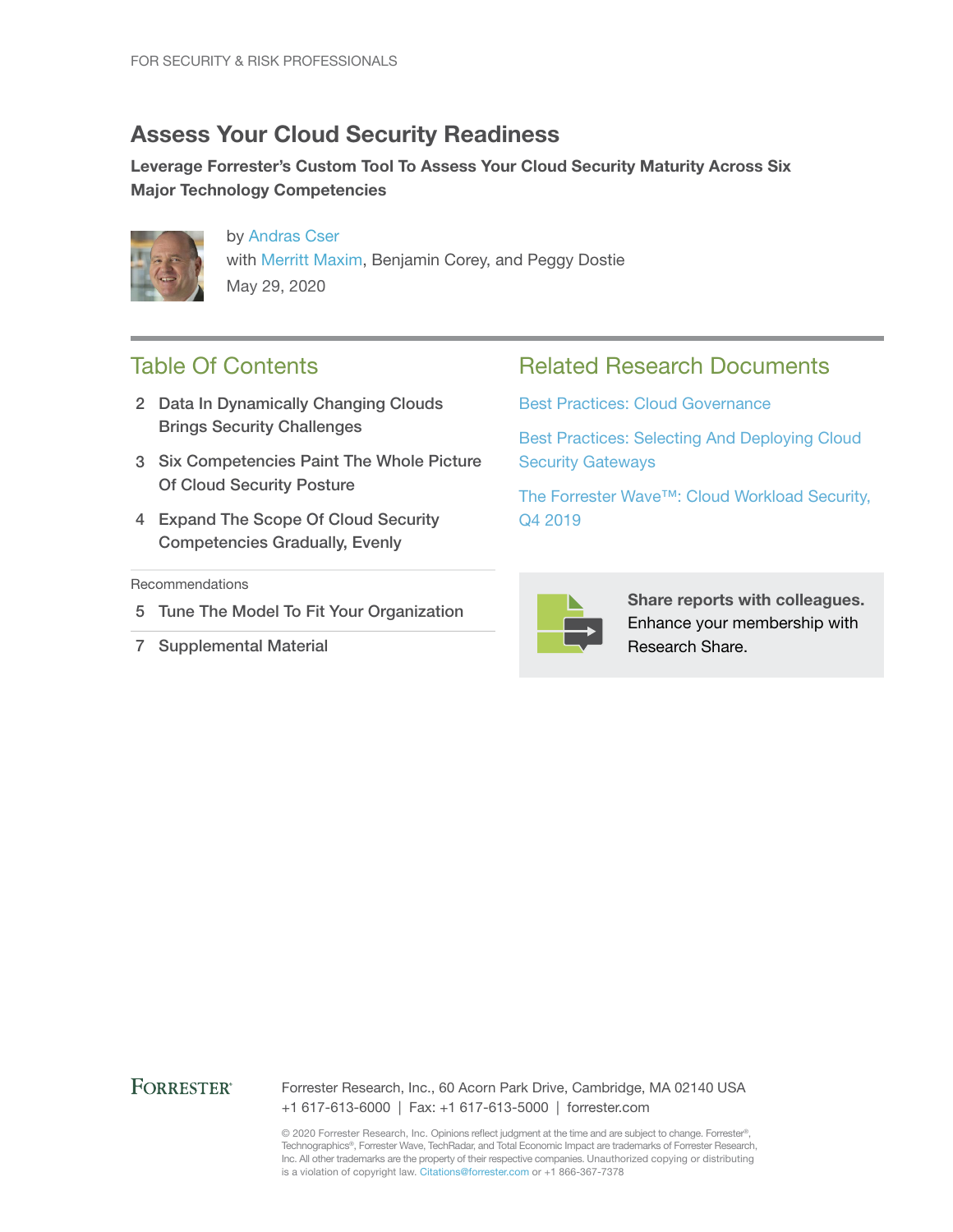FOR SECURITY & RISK PROFESSIONALS

# Assess Your Cloud Security Readiness

**Leverage Forrester's Custom Tool To Assess Your Cloud Security Maturity Across Six Major Technology Competencies**

by Andras Cser
with Merritt Maxim, Benjamin Corey, and Peggy Dostie
May 29, 2020

## Table Of Contents

2 Data In Dynamically Changing Clouds Brings Security Challenges

3 Six Competencies Paint The Whole Picture Of Cloud Security Posture

4 Expand The Scope Of Cloud Security Competencies Gradually, Evenly

Recommendations

5 Tune The Model To Fit Your Organization

7 Supplemental Material

## Related Research Documents

Best Practices: Cloud Governance

Best Practices: Selecting And Deploying Cloud Security Gateways

The Forrester Wave™: Cloud Workload Security, Q4 2019

**Share reports with colleagues.** Enhance your membership with Research Share.

FORRESTER®

Forrester Research, Inc., 60 Acorn Park Drive, Cambridge, MA 02140 USA
+1 617-613-6000 | Fax: +1 617-613-5000 | forrester.com

© 2020 Forrester Research, Inc. Opinions reflect judgment at the time and are subject to change. Forrester®, Technographics®, Forrester Wave, TechRadar, and Total Economic Impact are trademarks of Forrester Research, Inc. All other trademarks are the property of their respective companies. Unauthorized copying or distributing is a violation of copyright law. Citations@forrester.com or +1 866-367-7378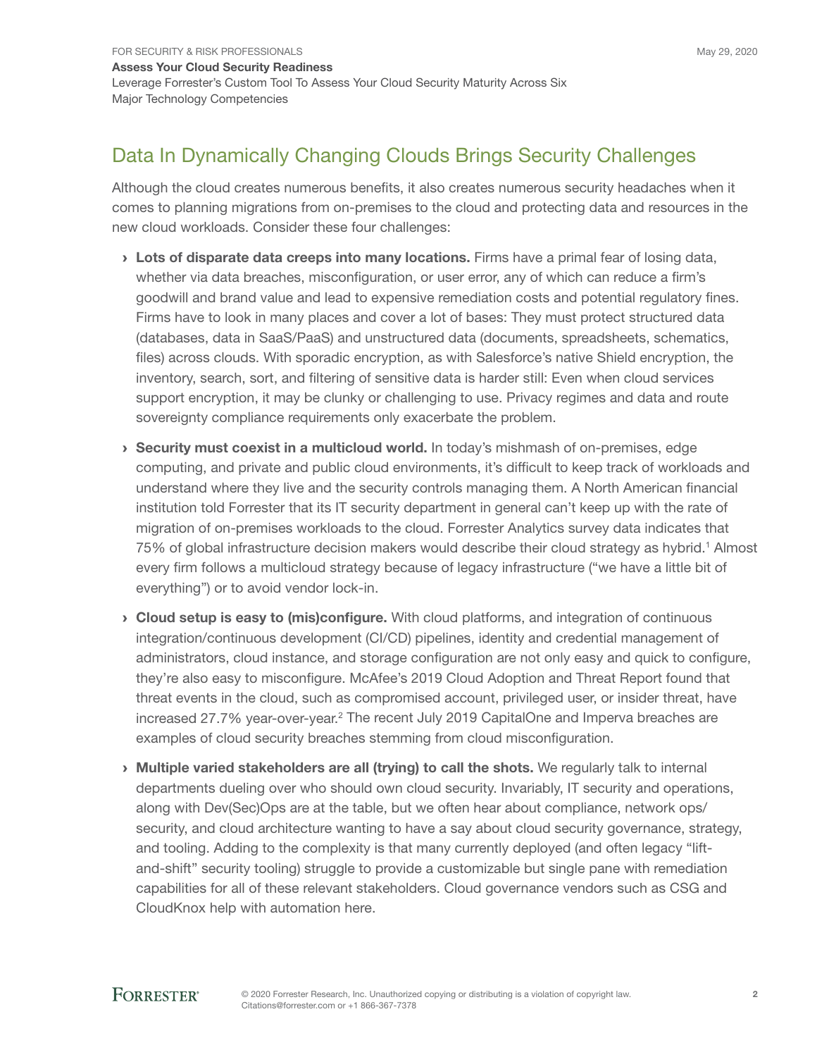## Data In Dynamically Changing Clouds Brings Security Challenges

Although the cloud creates numerous benefits, it also creates numerous security headaches when it comes to planning migrations from on-premises to the cloud and protecting data and resources in the new cloud workloads. Consider these four challenges:

- **Lots of disparate data creeps into many locations.** Firms have a primal fear of losing data, whether via data breaches, misconfiguration, or user error, any of which can reduce a firm's goodwill and brand value and lead to expensive remediation costs and potential regulatory fines. Firms have to look in many places and cover a lot of bases: They must protect structured data (databases, data in SaaS/PaaS) and unstructured data (documents, spreadsheets, schematics, files) across clouds. With sporadic encryption, as with Salesforce's native Shield encryption, the inventory, search, sort, and filtering of sensitive data is harder still: Even when cloud services support encryption, it may be clunky or challenging to use. Privacy regimes and data and route sovereignty compliance requirements only exacerbate the problem.
- **Security must coexist in a multicloud world.** In today's mishmash of on-premises, edge computing, and private and public cloud environments, it's difficult to keep track of workloads and understand where they live and the security controls managing them. A North American financial institution told Forrester that its IT security department in general can't keep up with the rate of migration of on-premises workloads to the cloud. Forrester Analytics survey data indicates that 75% of global infrastructure decision makers would describe their cloud strategy as hybrid.[1] Almost every firm follows a multicloud strategy because of legacy infrastructure ("we have a little bit of everything") or to avoid vendor lock-in.
- **Cloud setup is easy to (mis)configure.** With cloud platforms, and integration of continuous integration/continuous development (CI/CD) pipelines, identity and credential management of administrators, cloud instance, and storage configuration are not only easy and quick to configure, they're also easy to misconfigure. McAfee's 2019 Cloud Adoption and Threat Report found that threat events in the cloud, such as compromised account, privileged user, or insider threat, have increased 27.7% year-over-year.[2] The recent July 2019 CapitalOne and Imperva breaches are examples of cloud security breaches stemming from cloud misconfiguration.
- **Multiple varied stakeholders are all (trying) to call the shots.** We regularly talk to internal departments dueling over who should own cloud security. Invariably, IT security and operations, along with Dev(Sec)Ops are at the table, but we often hear about compliance, network ops/security, and cloud architecture wanting to have a say about cloud security governance, strategy, and tooling. Adding to the complexity is that many currently deployed (and often legacy "lift-and-shift" security tooling) struggle to provide a customizable but single pane with remediation capabilities for all of these relevant stakeholders. Cloud governance vendors such as CSG and CloudKnox help with automation here.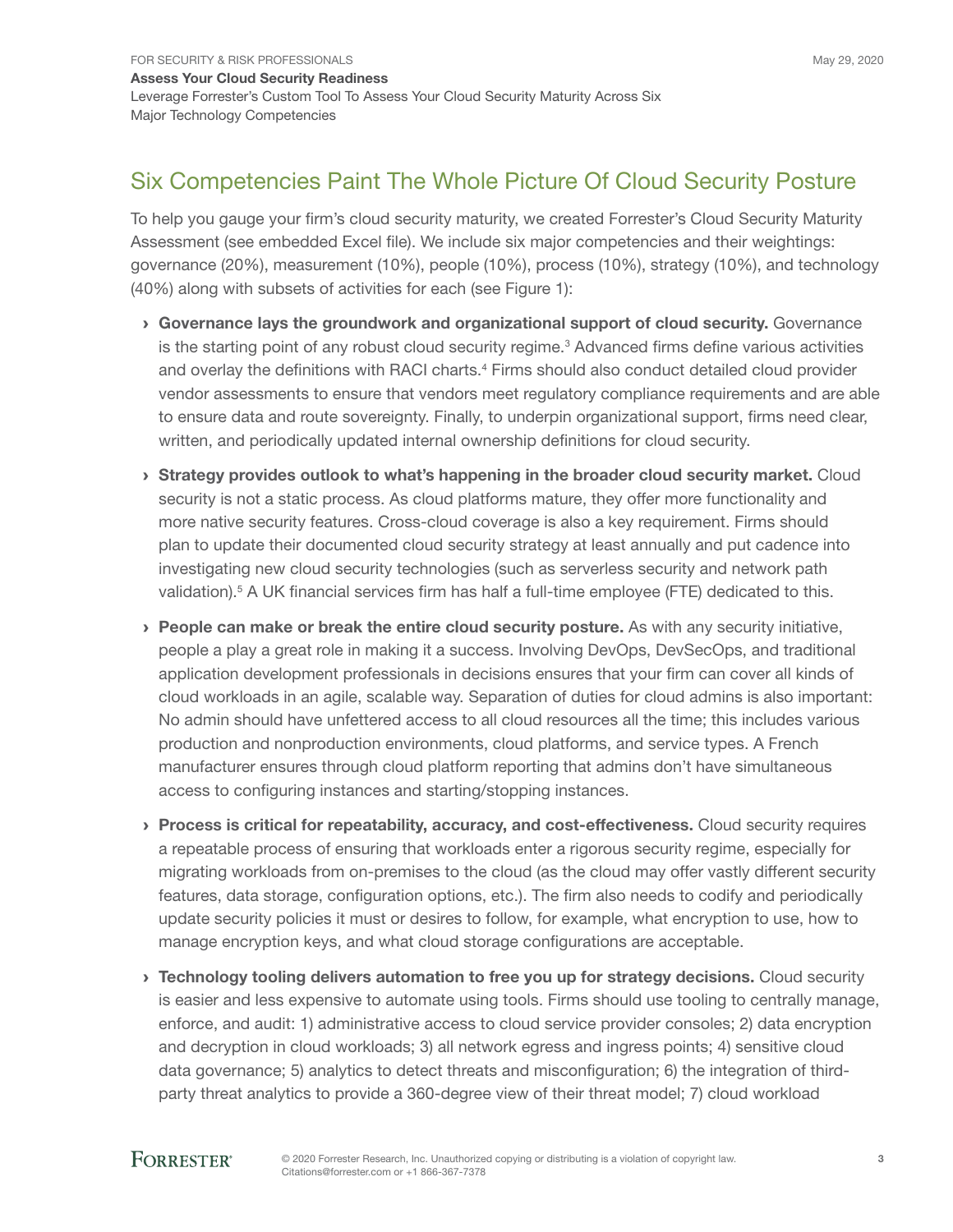## Six Competencies Paint The Whole Picture Of Cloud Security Posture

To help you gauge your firm's cloud security maturity, we created Forrester's Cloud Security Maturity Assessment (see embedded Excel file). We include six major competencies and their weightings: governance (20%), measurement (10%), people (10%), process (10%), strategy (10%), and technology (40%) along with subsets of activities for each (see Figure 1):

- **Governance lays the groundwork and organizational support of cloud security.** Governance is the starting point of any robust cloud security regime.[3] Advanced firms define various activities and overlay the definitions with RACI charts.[4] Firms should also conduct detailed cloud provider vendor assessments to ensure that vendors meet regulatory compliance requirements and are able to ensure data and route sovereignty. Finally, to underpin organizational support, firms need clear, written, and periodically updated internal ownership definitions for cloud security.
- **Strategy provides outlook to what's happening in the broader cloud security market.** Cloud security is not a static process. As cloud platforms mature, they offer more functionality and more native security features. Cross-cloud coverage is also a key requirement. Firms should plan to update their documented cloud security strategy at least annually and put cadence into investigating new cloud security technologies (such as serverless security and network path validation).[5] A UK financial services firm has half a full-time employee (FTE) dedicated to this.
- **People can make or break the entire cloud security posture.** As with any security initiative, people a play a great role in making it a success. Involving DevOps, DevSecOps, and traditional application development professionals in decisions ensures that your firm can cover all kinds of cloud workloads in an agile, scalable way. Separation of duties for cloud admins is also important: No admin should have unfettered access to all cloud resources all the time; this includes various production and nonproduction environments, cloud platforms, and service types. A French manufacturer ensures through cloud platform reporting that admins don't have simultaneous access to configuring instances and starting/stopping instances.
- **Process is critical for repeatability, accuracy, and cost-effectiveness.** Cloud security requires a repeatable process of ensuring that workloads enter a rigorous security regime, especially for migrating workloads from on-premises to the cloud (as the cloud may offer vastly different security features, data storage, configuration options, etc.). The firm also needs to codify and periodically update security policies it must or desires to follow, for example, what encryption to use, how to manage encryption keys, and what cloud storage configurations are acceptable.
- **Technology tooling delivers automation to free you up for strategy decisions.** Cloud security is easier and less expensive to automate using tools. Firms should use tooling to centrally manage, enforce, and audit: 1) administrative access to cloud service provider consoles; 2) data encryption and decryption in cloud workloads; 3) all network egress and ingress points; 4) sensitive cloud data governance; 5) analytics to detect threats and misconfiguration; 6) the integration of third-party threat analytics to provide a 360-degree view of their threat model; 7) cloud workload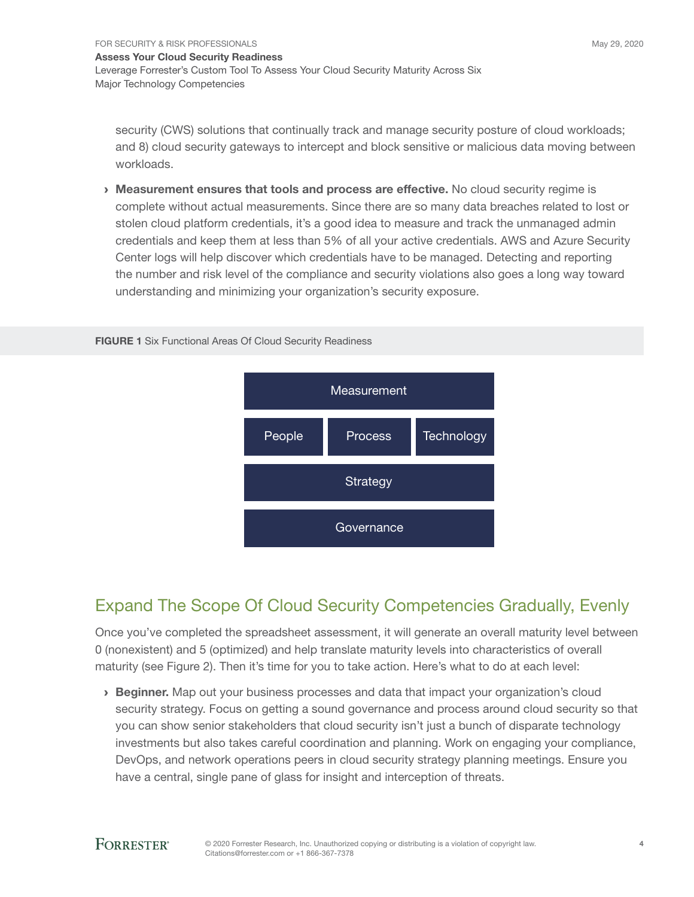security (CWS) solutions that continually track and manage security posture of cloud workloads; and 8) cloud security gateways to intercept and block sensitive or malicious data moving between workloads.

› **Measurement ensures that tools and process are effective.** No cloud security regime is complete without actual measurements. Since there are so many data breaches related to lost or stolen cloud platform credentials, it's a good idea to measure and track the unmanaged admin credentials and keep them at less than 5% of all your active credentials. AWS and Azure Security Center logs will help discover which credentials have to be managed. Detecting and reporting the number and risk level of the compliance and security violations also goes a long way toward understanding and minimizing your organization's security exposure.

**FIGURE 1** Six Functional Areas Of Cloud Security Readiness

| Measurement | | |
|---|---|---|
| People | Process | Technology |
| Strategy | | |
| Governance | | |

## Expand The Scope Of Cloud Security Competencies Gradually, Evenly

Once you've completed the spreadsheet assessment, it will generate an overall maturity level between 0 (nonexistent) and 5 (optimized) and help translate maturity levels into characteristics of overall maturity (see Figure 2). Then it's time for you to take action. Here's what to do at each level:

› **Beginner.** Map out your business processes and data that impact your organization's cloud security strategy. Focus on getting a sound governance and process around cloud security so that you can show senior stakeholders that cloud security isn't just a bunch of disparate technology investments but also takes careful coordination and planning. Work on engaging your compliance, DevOps, and network operations peers in cloud security strategy planning meetings. Ensure you have a central, single pane of glass for insight and interception of threats.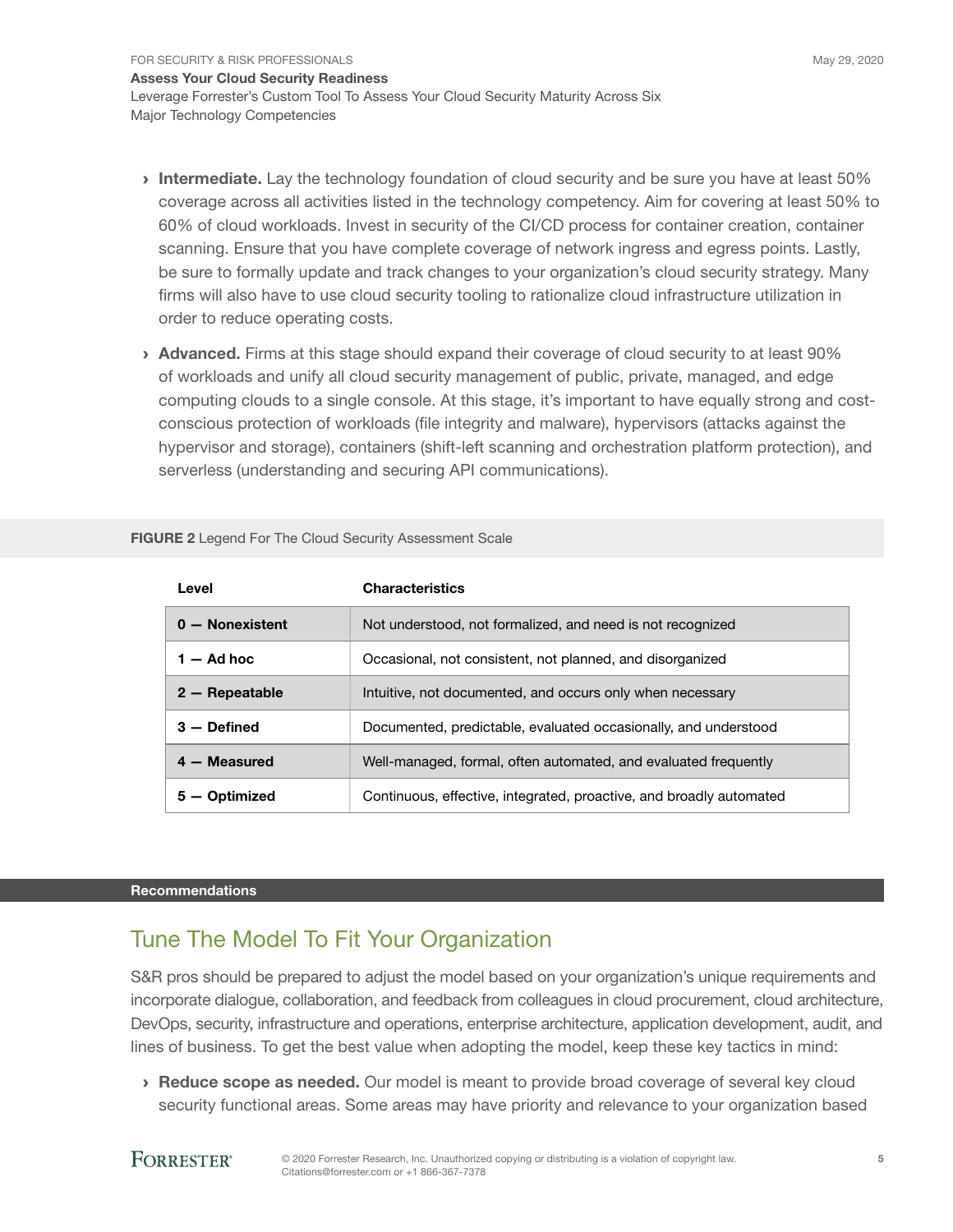- **Intermediate.** Lay the technology foundation of cloud security and be sure you have at least 50% coverage across all activities listed in the technology competency. Aim for covering at least 50% to 60% of cloud workloads. Invest in security of the CI/CD process for container creation, container scanning. Ensure that you have complete coverage of network ingress and egress points. Lastly, be sure to formally update and track changes to your organization's cloud security strategy. Many firms will also have to use cloud security tooling to rationalize cloud infrastructure utilization in order to reduce operating costs.

- **Advanced.** Firms at this stage should expand their coverage of cloud security to at least 90% of workloads and unify all cloud security management of public, private, managed, and edge computing clouds to a single console. At this stage, it's important to have equally strong and cost-conscious protection of workloads (file integrity and malware), hypervisors (attacks against the hypervisor and storage), containers (shift-left scanning and orchestration platform protection), and serverless (understanding and securing API communications).

**FIGURE 2** Legend For The Cloud Security Assessment Scale

| Level | Characteristics |
|---|---|
| **0 — Nonexistent** | Not understood, not formalized, and need is not recognized |
| **1 — Ad hoc** | Occasional, not consistent, not planned, and disorganized |
| **2 — Repeatable** | Intuitive, not documented, and occurs only when necessary |
| **3 — Defined** | Documented, predictable, evaluated occasionally, and understood |
| **4 — Measured** | Well-managed, formal, often automated, and evaluated frequently |
| **5 — Optimized** | Continuous, effective, integrated, proactive, and broadly automated |

**Recommendations**

## Tune The Model To Fit Your Organization

S&R pros should be prepared to adjust the model based on your organization's unique requirements and incorporate dialogue, collaboration, and feedback from colleagues in cloud procurement, cloud architecture, DevOps, security, infrastructure and operations, enterprise architecture, application development, audit, and lines of business. To get the best value when adopting the model, keep these key tactics in mind:

- **Reduce scope as needed.** Our model is meant to provide broad coverage of several key cloud security functional areas. Some areas may have priority and relevance to your organization based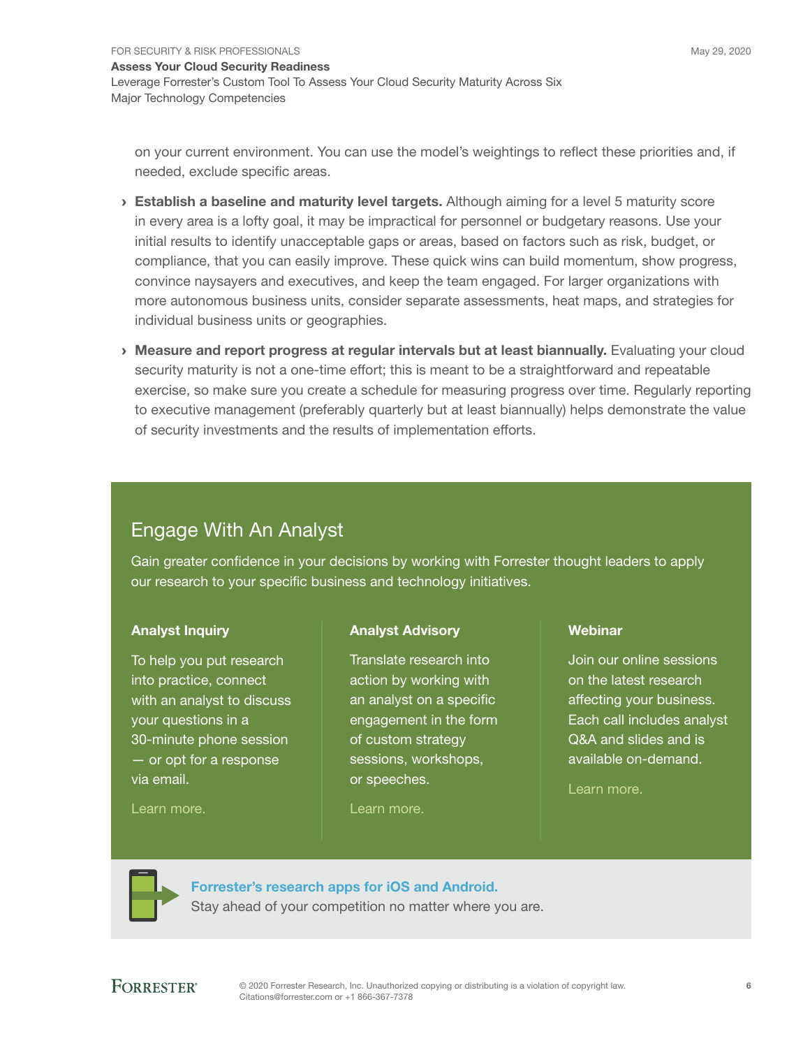on your current environment. You can use the model's weightings to reflect these priorities and, if needed, exclude specific areas.

› **Establish a baseline and maturity level targets.** Although aiming for a level 5 maturity score in every area is a lofty goal, it may be impractical for personnel or budgetary reasons. Use your initial results to identify unacceptable gaps or areas, based on factors such as risk, budget, or compliance, that you can easily improve. These quick wins can build momentum, show progress, convince naysayers and executives, and keep the team engaged. For larger organizations with more autonomous business units, consider separate assessments, heat maps, and strategies for individual business units or geographies.

› **Measure and report progress at regular intervals but at least biannually.** Evaluating your cloud security maturity is not a one-time effort; this is meant to be a straightforward and repeatable exercise, so make sure you create a schedule for measuring progress over time. Regularly reporting to executive management (preferably quarterly but at least biannually) helps demonstrate the value of security investments and the results of implementation efforts.

## Engage With An Analyst

Gain greater confidence in your decisions by working with Forrester thought leaders to apply our research to your specific business and technology initiatives.

### Analyst Inquiry

To help you put research into practice, connect with an analyst to discuss your questions in a 30-minute phone session — or opt for a response via email.

Learn more.

### Analyst Advisory

Translate research into action by working with an analyst on a specific engagement in the form of custom strategy sessions, workshops, or speeches.

Learn more.

### Webinar

Join our online sessions on the latest research affecting your business. Each call includes analyst Q&A and slides and is available on-demand.

Learn more.

**Forrester's research apps for iOS and Android.**
Stay ahead of your competition no matter where you are.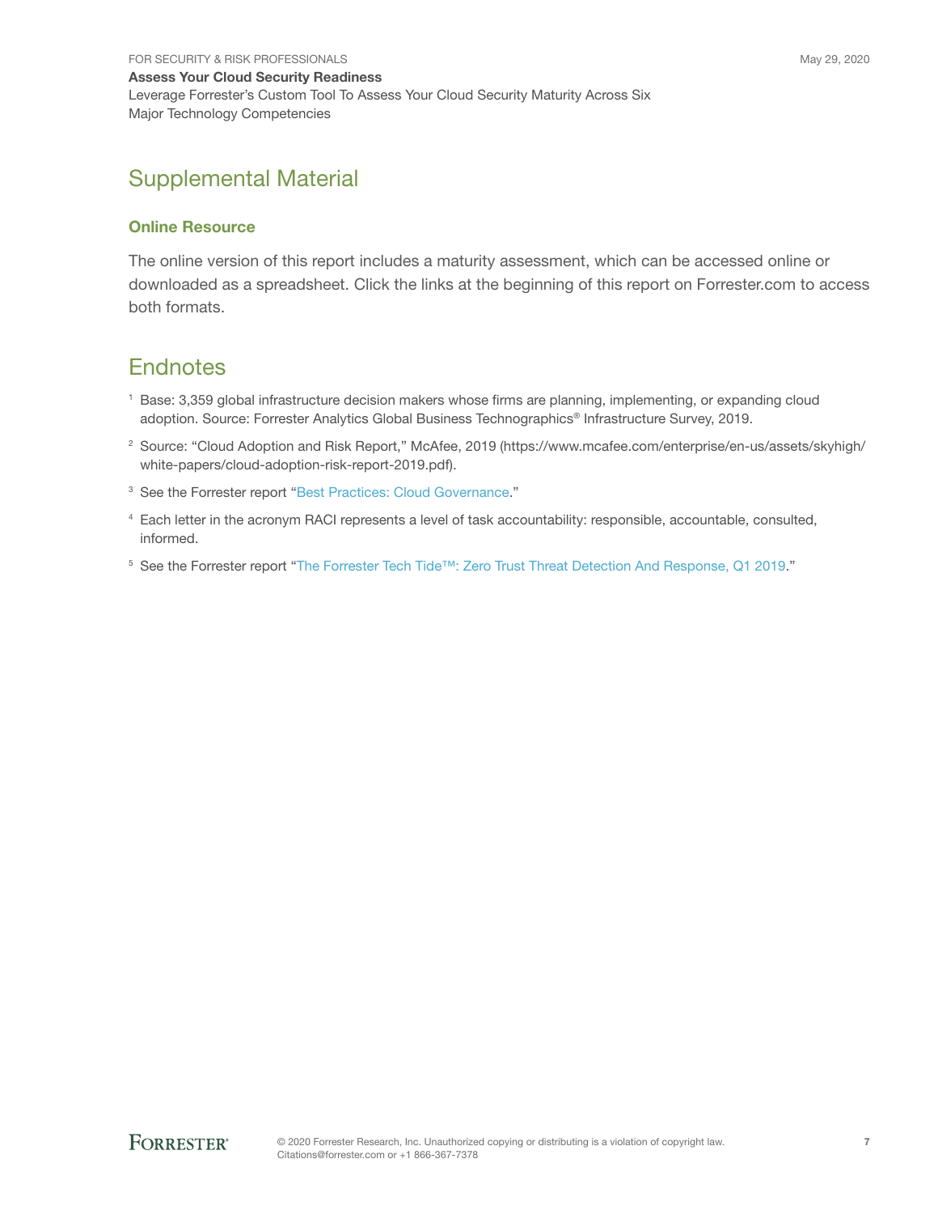## Supplemental Material

### Online Resource

The online version of this report includes a maturity assessment, which can be accessed online or downloaded as a spreadsheet. Click the links at the beginning of this report on Forrester.com to access both formats.

## Endnotes

[1] Base: 3,359 global infrastructure decision makers whose firms are planning, implementing, or expanding cloud adoption. Source: Forrester Analytics Global Business Technographics® Infrastructure Survey, 2019.

[2] Source: "Cloud Adoption and Risk Report," McAfee, 2019 (https://www.mcafee.com/enterprise/en-us/assets/skyhigh/white-papers/cloud-adoption-risk-report-2019.pdf).

[3] See the Forrester report "Best Practices: Cloud Governance."

[4] Each letter in the acronym RACI represents a level of task accountability: responsible, accountable, consulted, informed.

[5] See the Forrester report "The Forrester Tech Tide™: Zero Trust Threat Detection And Response, Q1 2019."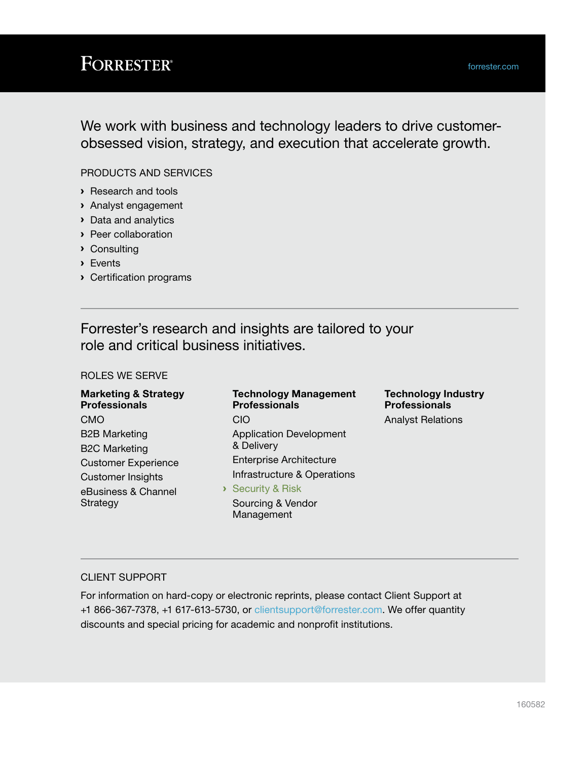# FORRESTER®

forrester.com

We work with business and technology leaders to drive customer-obsessed vision, strategy, and execution that accelerate growth.

## PRODUCTS AND SERVICES

- Research and tools
- Analyst engagement
- Data and analytics
- Peer collaboration
- Consulting
- Events
- Certification programs

---

Forrester's research and insights are tailored to your role and critical business initiatives.

## ROLES WE SERVE

**Marketing & Strategy Professionals**

CMO
B2B Marketing
B2C Marketing
Customer Experience
Customer Insights
eBusiness & Channel Strategy

**Technology Management Professionals**

CIO
Application Development & Delivery
Enterprise Architecture
Infrastructure & Operations
› Security & Risk
Sourcing & Vendor Management

**Technology Industry Professionals**

Analyst Relations

---

## CLIENT SUPPORT

For information on hard-copy or electronic reprints, please contact Client Support at +1 866-367-7378, +1 617-613-5730, or clientsupport@forrester.com. We offer quantity discounts and special pricing for academic and nonprofit institutions.

160582